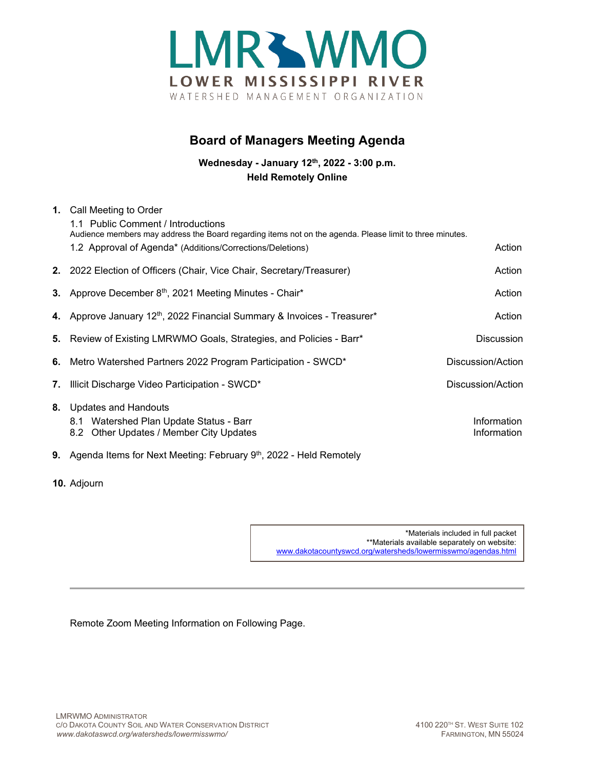LMRWMO

LOWER MISSISSIPPI RIVER

WATERSHED MANAGEMENT ORGANIZATION

# Board of Managers Meeting Agenda

**Wednesday - January 12th, 2022 - 3:00 p.m.**
**Held Remotely Online**

| | | |
|---|---|---|
| **1.** | Call Meeting to Order | |
| | 1.1 Public Comment / Introductions<br>Audience members may address the Board regarding items not on the agenda. Please limit to three minutes. | |
| | 1.2 Approval of Agenda* (Additions/Corrections/Deletions) | Action |
| **2.** | 2022 Election of Officers (Chair, Vice Chair, Secretary/Treasurer) | Action |
| **3.** | Approve December 8th, 2021 Meeting Minutes - Chair* | Action |
| **4.** | Approve January 12th, 2022 Financial Summary & Invoices - Treasurer* | Action |
| **5.** | Review of Existing LMRWMO Goals, Strategies, and Policies - Barr* | Discussion |
| **6.** | Metro Watershed Partners 2022 Program Participation - SWCD* | Discussion/Action |
| **7.** | Illicit Discharge Video Participation - SWCD* | Discussion/Action |
| **8.** | Updates and Handouts | |
| | 8.1 Watershed Plan Update Status - Barr | Information |
| | 8.2 Other Updates / Member City Updates | Information |
| **9.** | Agenda Items for Next Meeting: February 9th, 2022 - Held Remotely | |
| **10.** | Adjourn | |

*Materials included in full packet
**Materials available separately on website:
www.dakotacountyswcd.org/watersheds/lowermisswmo/agendas.html

Remote Zoom Meeting Information on Following Page.

LMRWMO Administrator
c/o Dakota County Soil and Water Conservation District
*www.dakotaswcd.org/watersheds/lowermisswmo/*

4100 220th St. West Suite 102
Farmington, MN 55024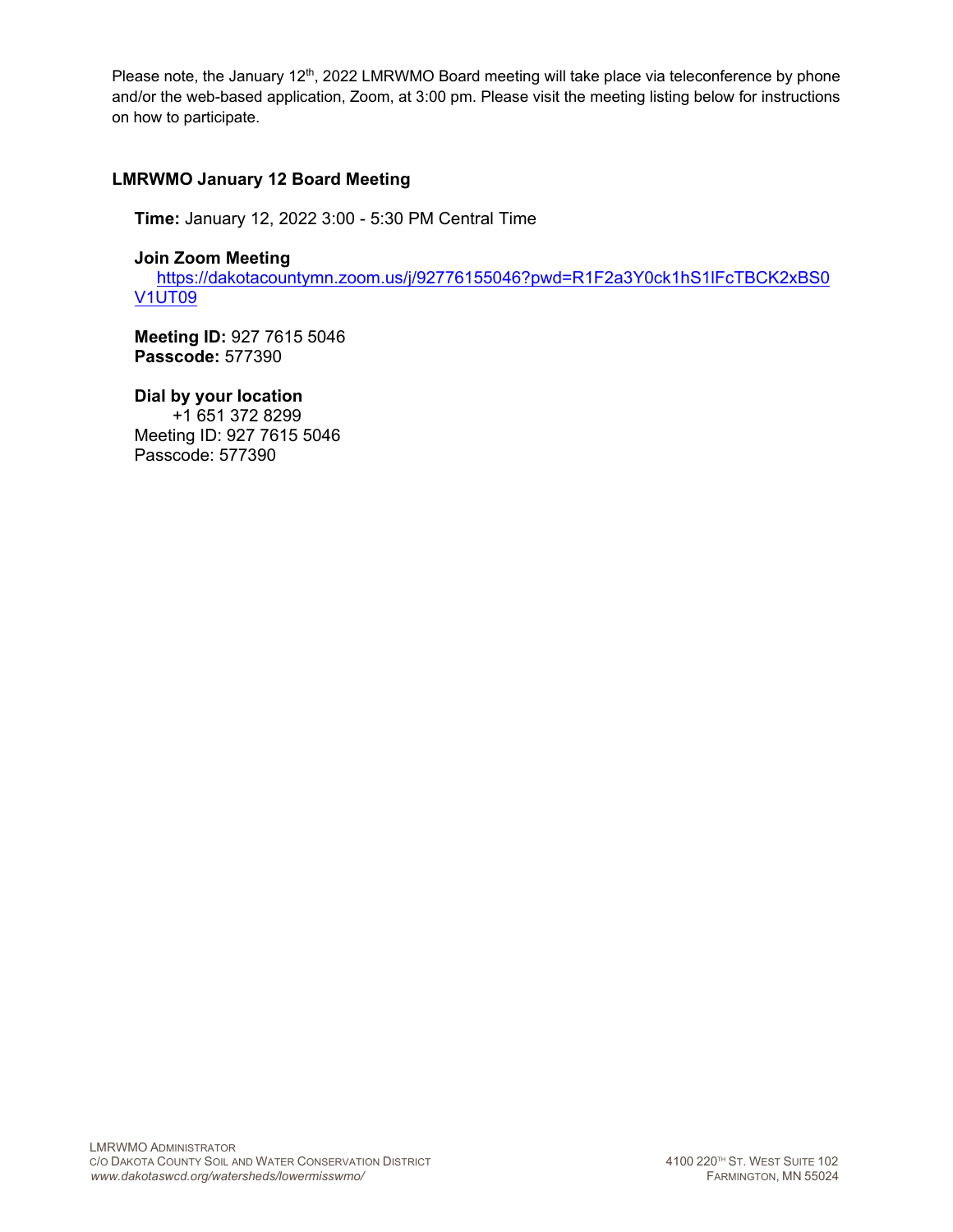Please note, the January 12th, 2022 LMRWMO Board meeting will take place via teleconference by phone and/or the web-based application, Zoom, at 3:00 pm. Please visit the meeting listing below for instructions on how to participate.

**LMRWMO January 12 Board Meeting**

**Time:** January 12, 2022 3:00 - 5:30 PM Central Time

**Join Zoom Meeting**
https://dakotacountymn.zoom.us/j/92776155046?pwd=R1F2a3Y0ck1hS1lFcTBCK2xBS0V1UT09

**Meeting ID:** 927 7615 5046
**Passcode:** 577390

**Dial by your location**
+1 651 372 8299
Meeting ID: 927 7615 5046
Passcode: 577390